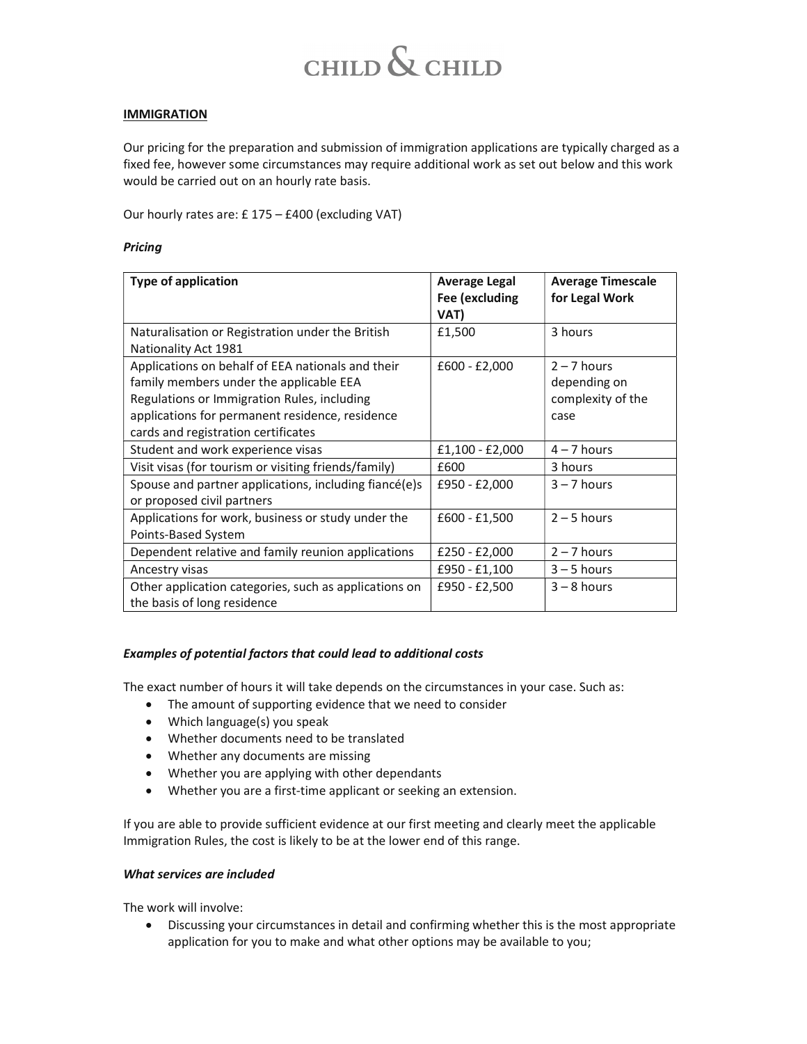# CHILD & CHILD

## IMMIGRATION

Our pricing for the preparation and submission of immigration applications are typically charged as a fixed fee, however some circumstances may require additional work as set out below and this work would be carried out on an hourly rate basis.

Our hourly rates are: £ 175 – £400 (excluding VAT)

### *Pricing*

| Type of application | Average Legal Fee (excluding VAT) | Average Timescale for Legal Work |
|---|---|---|
| Naturalisation or Registration under the British Nationality Act 1981 | £1,500 | 3 hours |
| Applications on behalf of EEA nationals and their family members under the applicable EEA Regulations or Immigration Rules, including applications for permanent residence, residence cards and registration certificates | £600 - £2,000 | 2 – 7 hours depending on complexity of the case |
| Student and work experience visas | £1,100 - £2,000 | 4 – 7 hours |
| Visit visas (for tourism or visiting friends/family) | £600 | 3 hours |
| Spouse and partner applications, including fiancé(e)s or proposed civil partners | £950 - £2,000 | 3 – 7 hours |
| Applications for work, business or study under the Points-Based System | £600 - £1,500 | 2 – 5 hours |
| Dependent relative and family reunion applications | £250 - £2,000 | 2 – 7 hours |
| Ancestry visas | £950 - £1,100 | 3 – 5 hours |
| Other application categories, such as applications on the basis of long residence | £950 - £2,500 | 3 – 8 hours |

### *Examples of potential factors that could lead to additional costs*

The exact number of hours it will take depends on the circumstances in your case. Such as:

- The amount of supporting evidence that we need to consider
- Which language(s) you speak
- Whether documents need to be translated
- Whether any documents are missing
- Whether you are applying with other dependants
- Whether you are a first-time applicant or seeking an extension.

If you are able to provide sufficient evidence at our first meeting and clearly meet the applicable Immigration Rules, the cost is likely to be at the lower end of this range.

### *What services are included*

The work will involve:

- Discussing your circumstances in detail and confirming whether this is the most appropriate application for you to make and what other options may be available to you;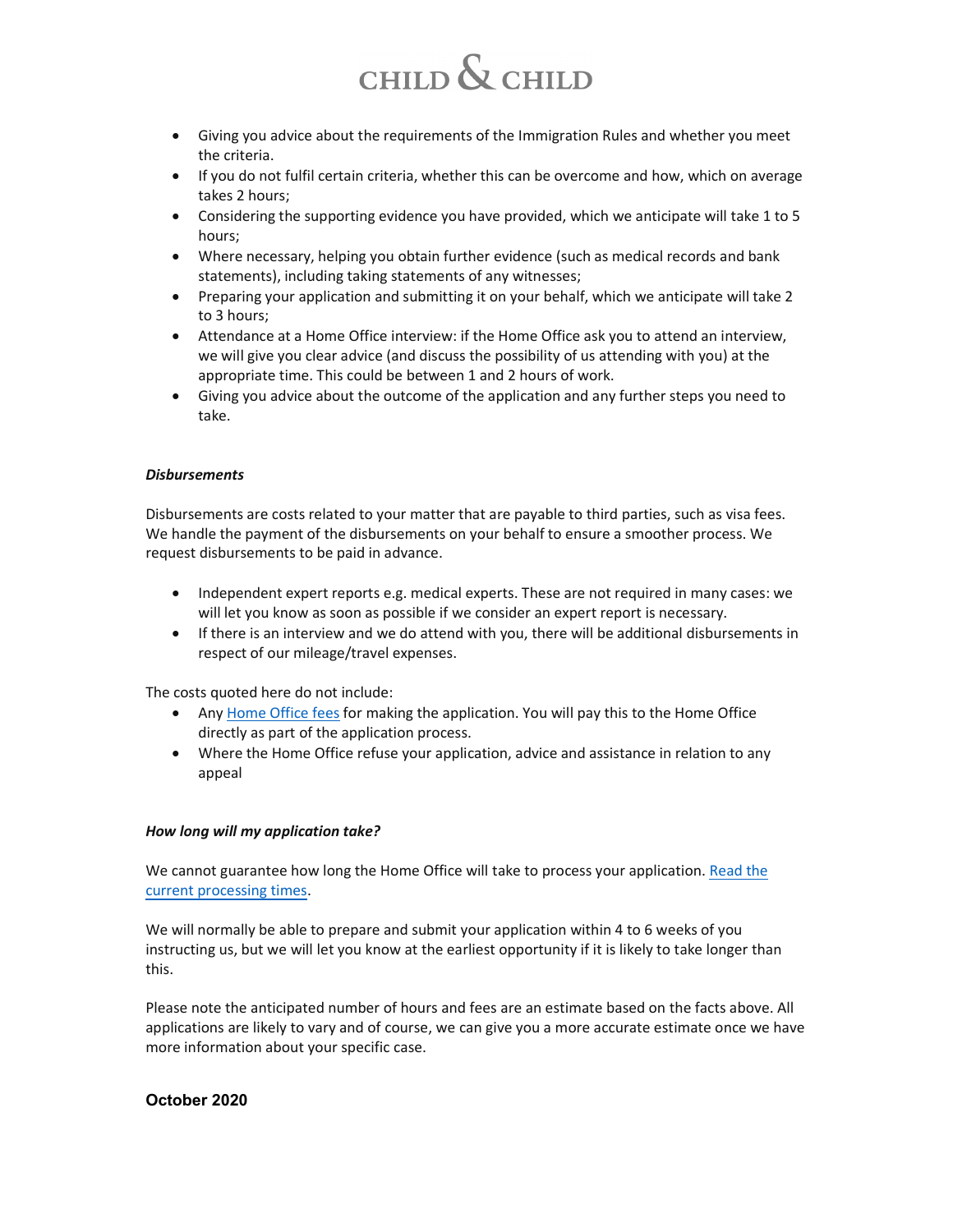- Giving you advice about the requirements of the Immigration Rules and whether you meet the criteria.
- If you do not fulfil certain criteria, whether this can be overcome and how, which on average takes 2 hours;
- Considering the supporting evidence you have provided, which we anticipate will take 1 to 5 hours;
- Where necessary, helping you obtain further evidence (such as medical records and bank statements), including taking statements of any witnesses;
- Preparing your application and submitting it on your behalf, which we anticipate will take 2 to 3 hours;
- Attendance at a Home Office interview: if the Home Office ask you to attend an interview, we will give you clear advice (and discuss the possibility of us attending with you) at the appropriate time. This could be between 1 and 2 hours of work.
- Giving you advice about the outcome of the application and any further steps you need to take.

***Disbursements***

Disbursements are costs related to your matter that are payable to third parties, such as visa fees. We handle the payment of the disbursements on your behalf to ensure a smoother process. We request disbursements to be paid in advance.

- Independent expert reports e.g. medical experts. These are not required in many cases: we will let you know as soon as possible if we consider an expert report is necessary.
- If there is an interview and we do attend with you, there will be additional disbursements in respect of our mileage/travel expenses.

The costs quoted here do not include:

- Any Home Office fees for making the application. You will pay this to the Home Office directly as part of the application process.
- Where the Home Office refuse your application, advice and assistance in relation to any appeal

***How long will my application take?***

We cannot guarantee how long the Home Office will take to process your application. Read the current processing times.

We will normally be able to prepare and submit your application within 4 to 6 weeks of you instructing us, but we will let you know at the earliest opportunity if it is likely to take longer than this.

Please note the anticipated number of hours and fees are an estimate based on the facts above. All applications are likely to vary and of course, we can give you a more accurate estimate once we have more information about your specific case.

**October 2020**